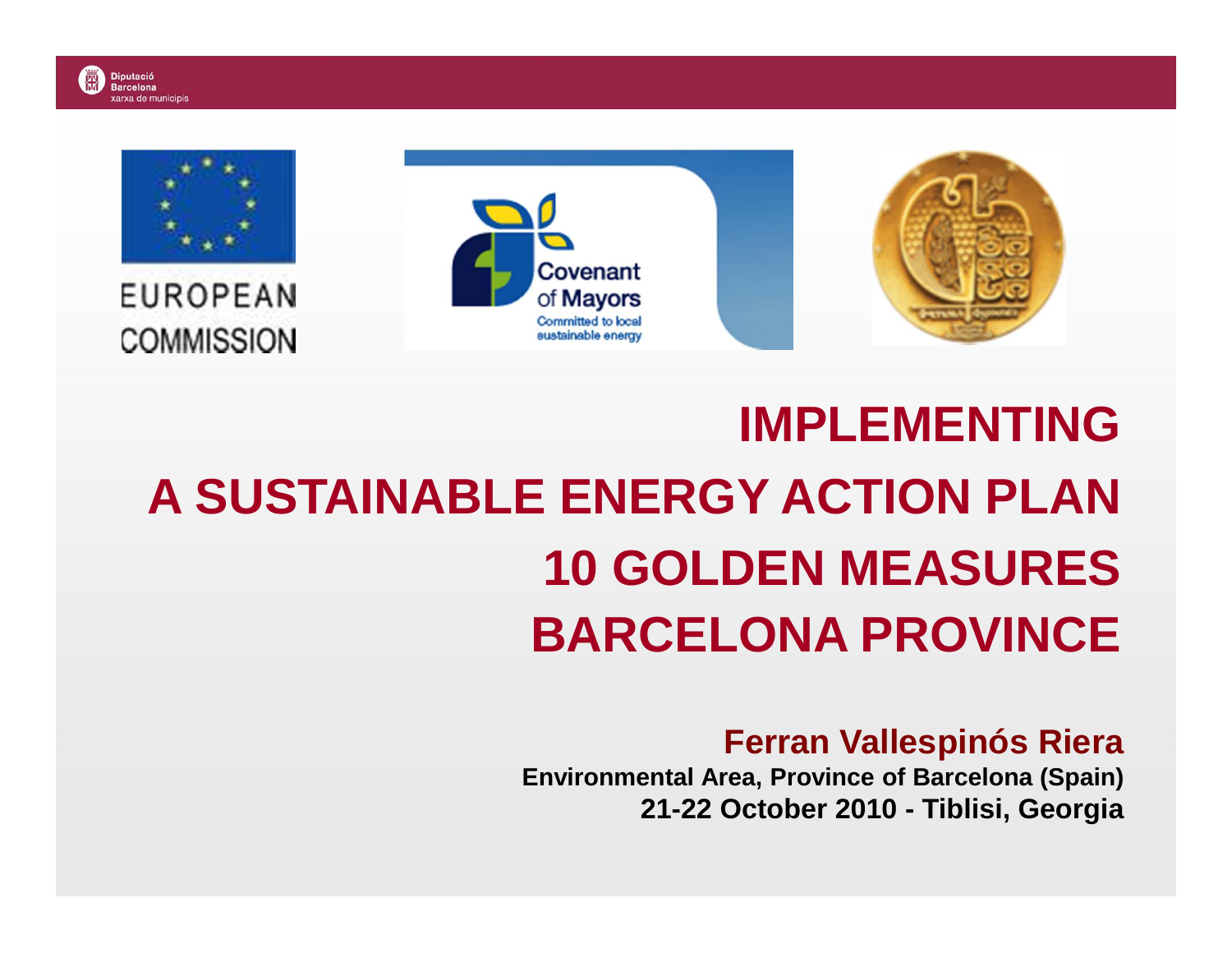Diputació Barcelona
xarxa de municipis

EUROPEAN COMMISSION

Covenant of Mayors
Committed to local sustainable energy

# IMPLEMENTING
# A SUSTAINABLE ENERGY ACTION PLAN
# 10 GOLDEN MEASURES
# BARCELONA PROVINCE

**Ferran Vallespinós Riera**

**Environmental Area, Province of Barcelona (Spain)**

**21-22 October 2010 - Tiblisi, Georgia**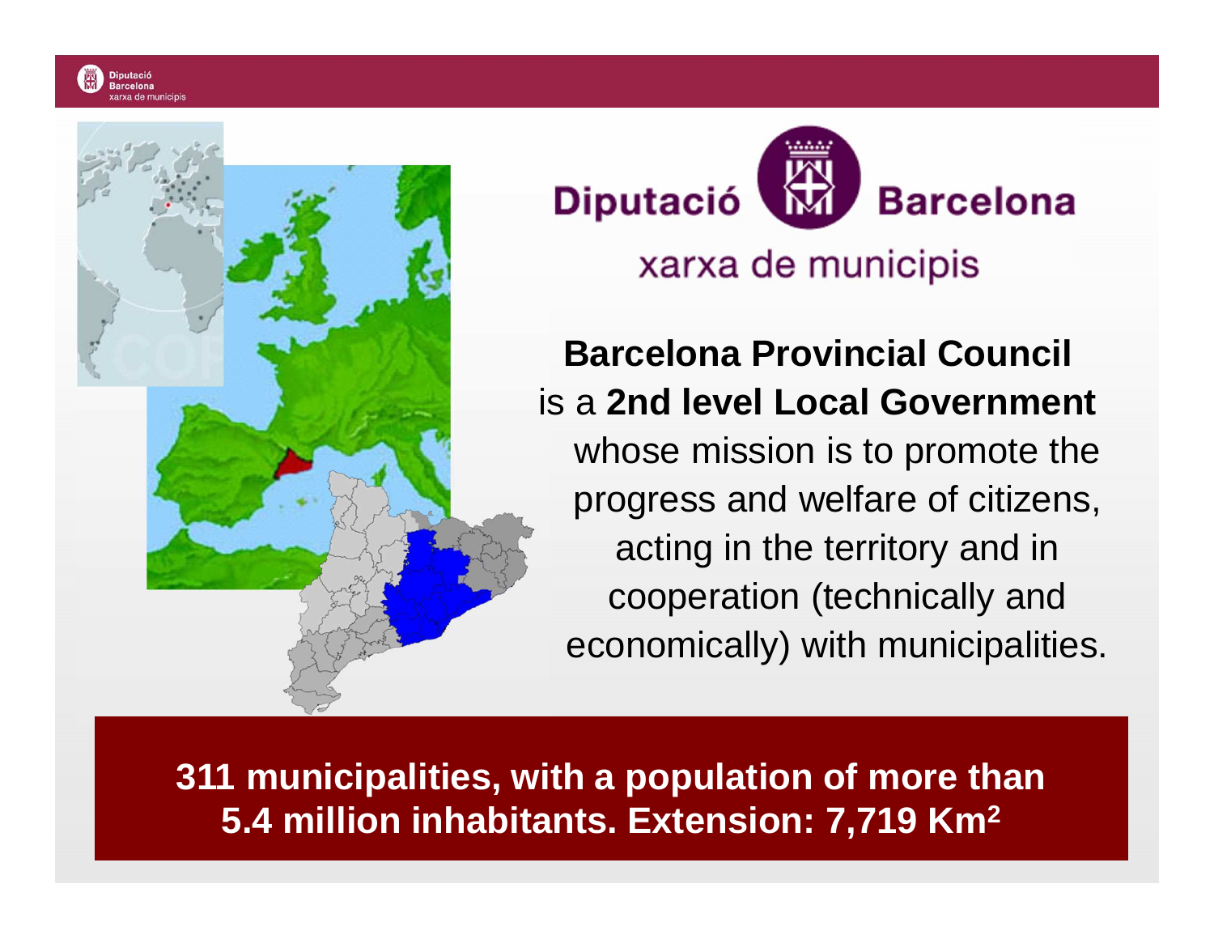Diputació Barcelona

xarxa de municipis

**Barcelona Provincial Council** is a **2nd level Local Government** whose mission is to promote the progress and welfare of citizens, acting in the territory and in cooperation (technically and economically) with municipalities.

**311 municipalities, with a population of more than 5.4 million inhabitants. Extension: 7,719 Km$^2$**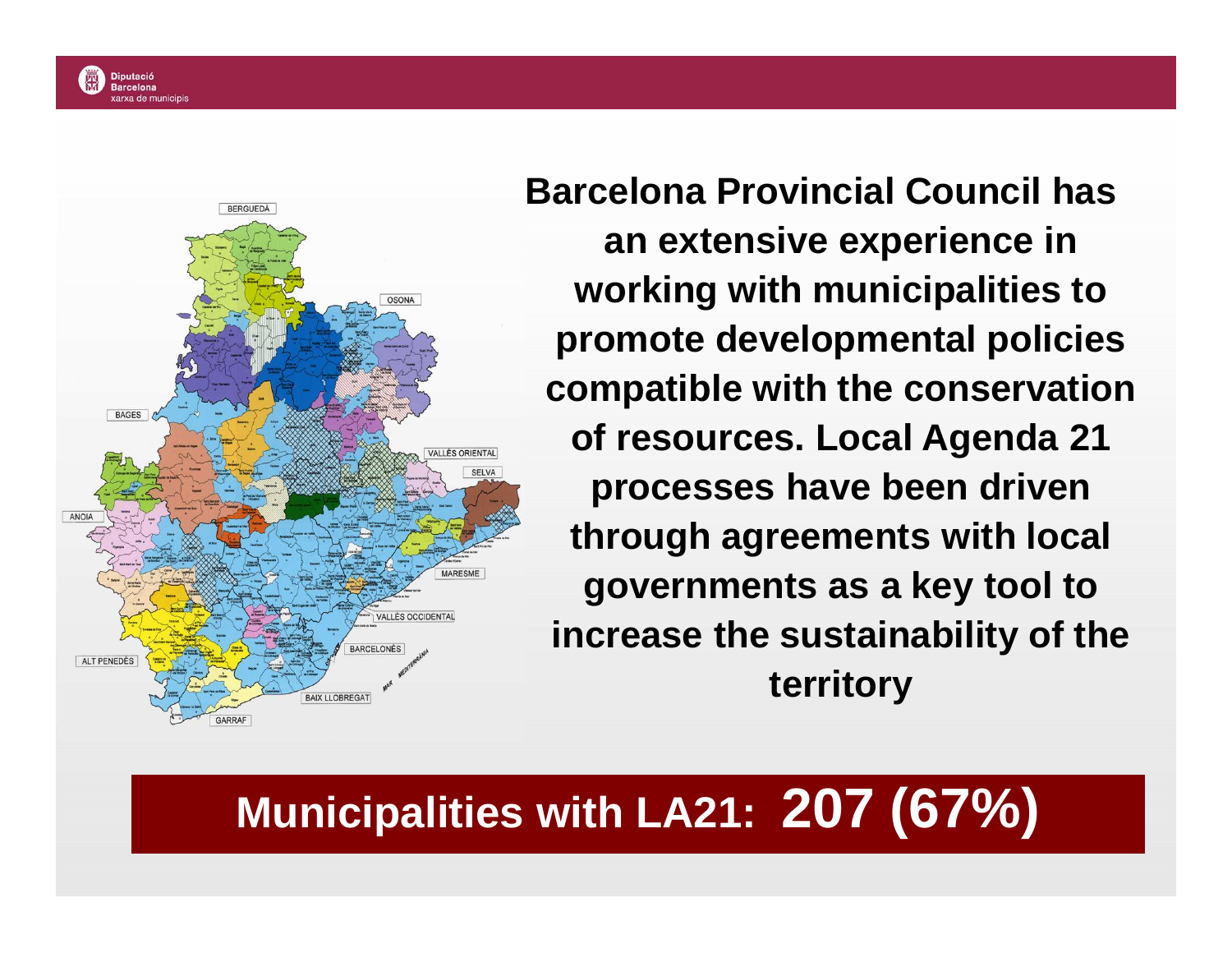Barcelona Provincial Council has an extensive experience in working with municipalities to promote developmental policies compatible with the conservation of resources. Local Agenda 21 processes have been driven through agreements with local governments as a key tool to increase the sustainability of the territory

**Municipalities with LA21: 207 (67%)**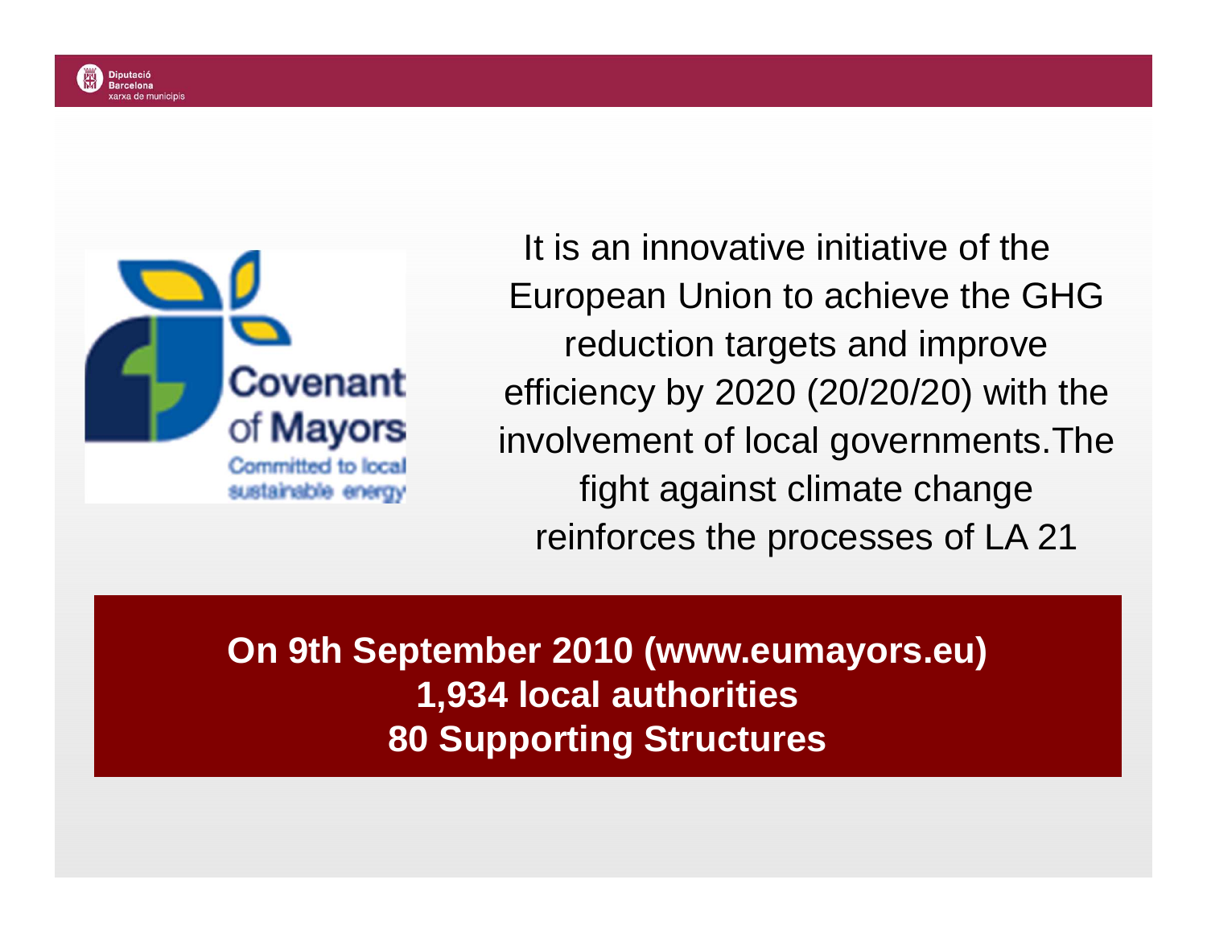Covenant of Mayors

Committed to local sustainable energy

It is an innovative initiative of the European Union to achieve the GHG reduction targets and improve efficiency by 2020 (20/20/20) with the involvement of local governments.The fight against climate change reinforces the processes of LA 21

**On 9th September 2010 (www.eumayors.eu)**
**1,934 local authorities**
**80 Supporting Structures**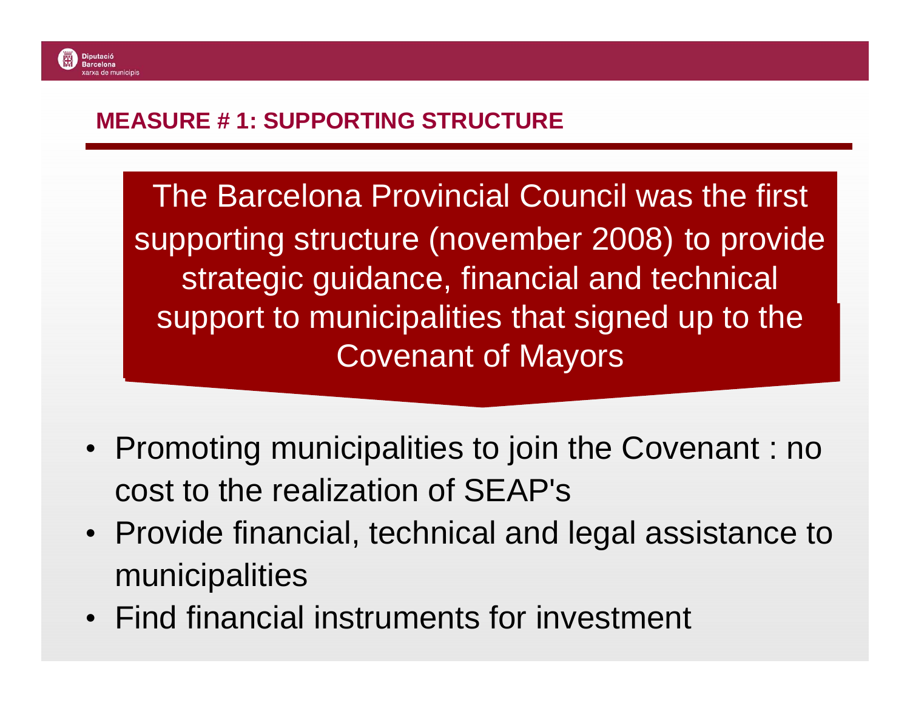## MEASURE # 1: SUPPORTING STRUCTURE

The Barcelona Provincial Council was the first supporting structure (november 2008) to provide strategic guidance, financial and technical support to municipalities that signed up to the Covenant of Mayors

- Promoting municipalities to join the Covenant : no cost to the realization of SEAP's
- Provide financial, technical and legal assistance to municipalities
- Find financial instruments for investment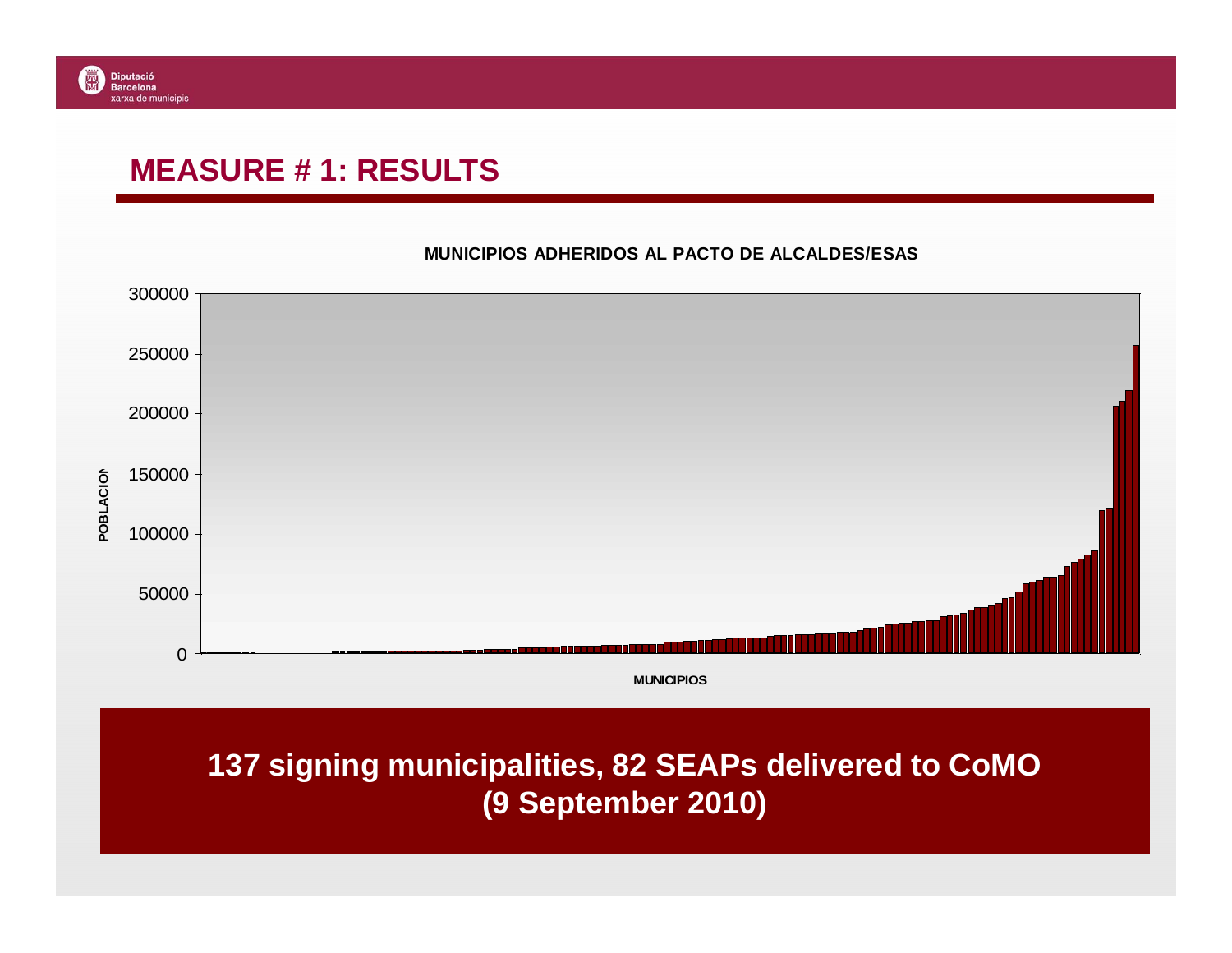## MEASURE # 1: RESULTS

**MUNICIPIOS ADHERIDOS AL PACTO DE ALCALDES/ESAS**

POBLACION

300000
250000
200000
150000
100000
50000
0

MUNICIPIOS

**137 signing municipalities, 82 SEAPs delivered to CoMO (9 September 2010)**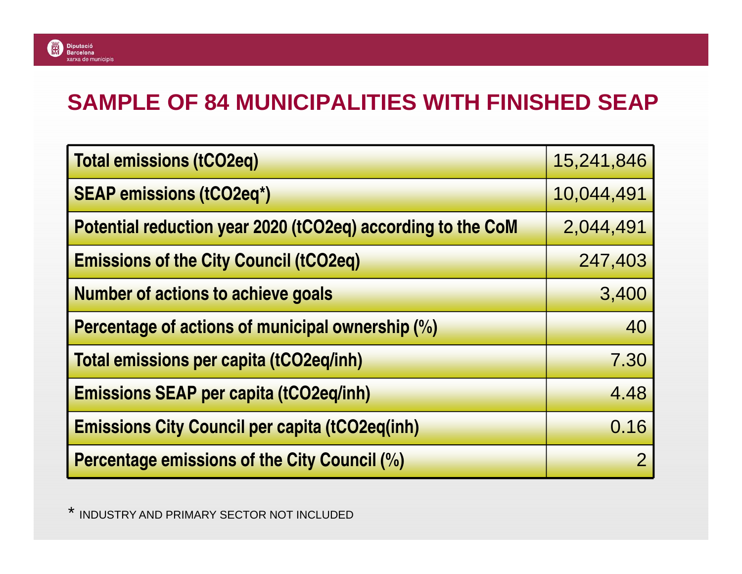# SAMPLE OF 84 MUNICIPALITIES WITH FINISHED SEAP

| | |
|---|---|
| **Total emissions (tCO2eq)** | 15,241,846 |
| **SEAP emissions (tCO2eq*)** | 10,044,491 |
| **Potential reduction year 2020 (tCO2eq) according to the CoM** | 2,044,491 |
| **Emissions of the City Council (tCO2eq)** | 247,403 |
| **Number of actions to achieve goals** | 3,400 |
| **Percentage of actions of municipal ownership (%)** | 40 |
| **Total emissions per capita (tCO2eq/inh)** | 7.30 |
| **Emissions SEAP per capita (tCO2eq/inh)** | 4.48 |
| **Emissions City Council per capita (tCO2eq(inh)** | 0.16 |
| **Percentage emissions of the City Council (%)** | 2 |

* INDUSTRY AND PRIMARY SECTOR NOT INCLUDED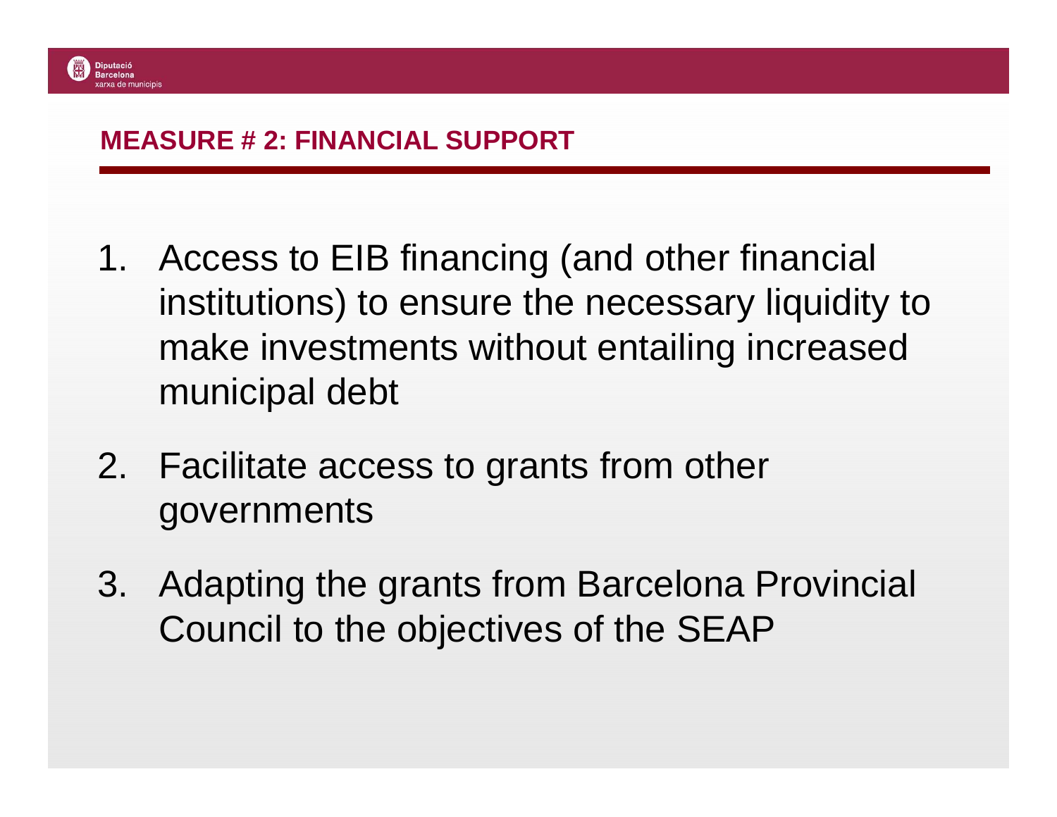## MEASURE # 2: FINANCIAL SUPPORT

1. Access to EIB financing (and other financial institutions) to ensure the necessary liquidity to make investments without entailing increased municipal debt
2. Facilitate access to grants from other governments
3. Adapting the grants from Barcelona Provincial Council to the objectives of the SEAP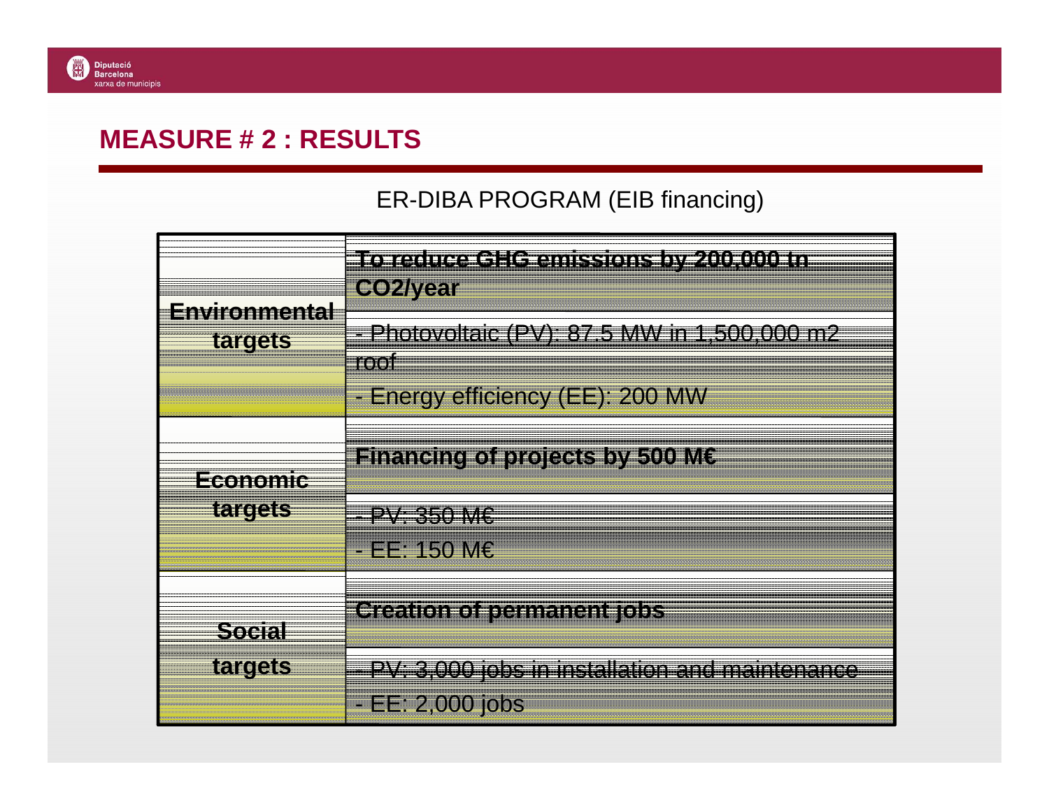## MEASURE # 2 : RESULTS

ER-DIBA PROGRAM (EIB financing)

| | |
|---|---|
| **Environmental targets** | **To reduce GHG emissions by 200,000 tn $CO_2$/year**<br>- Photovoltaic (PV): 87.5 MW in 1,500,000 m2 roof<br>- Energy efficiency (EE): 200 MW |
| **Economic targets** | **Financing of projects by 500 M€**<br>- PV: 350 M€<br>- EE: 150 M€ |
| **Social targets** | **Creation of permanent jobs**<br>- PV: 3,000 jobs in installation and maintenance<br>- EE: 2,000 jobs |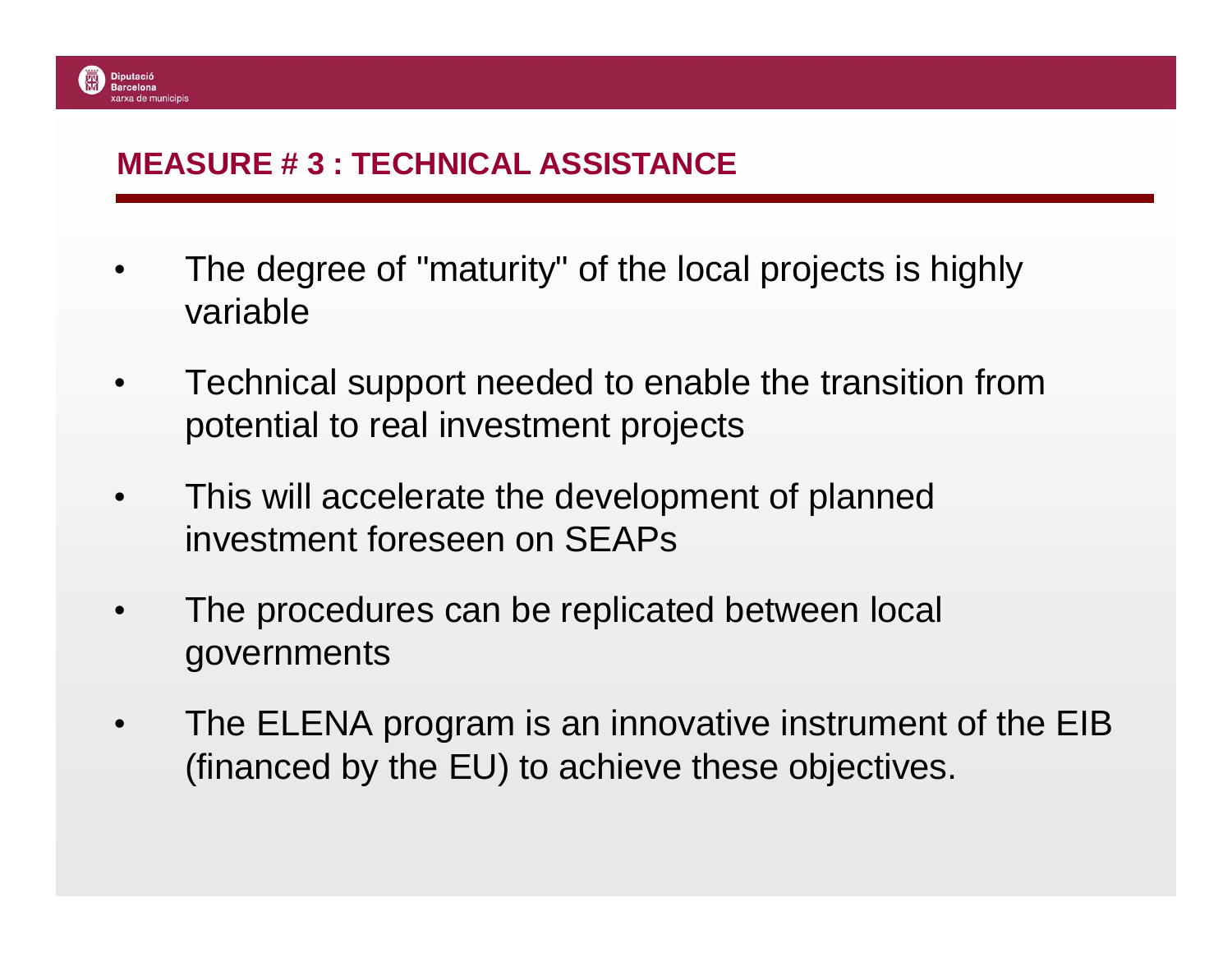## MEASURE # 3 : TECHNICAL ASSISTANCE

- The degree of "maturity" of the local projects is highly variable
- Technical support needed to enable the transition from potential to real investment projects
- This will accelerate the development of planned investment foreseen on SEAPs
- The procedures can be replicated between local governments
- The ELENA program is an innovative instrument of the EIB (financed by the EU) to achieve these objectives.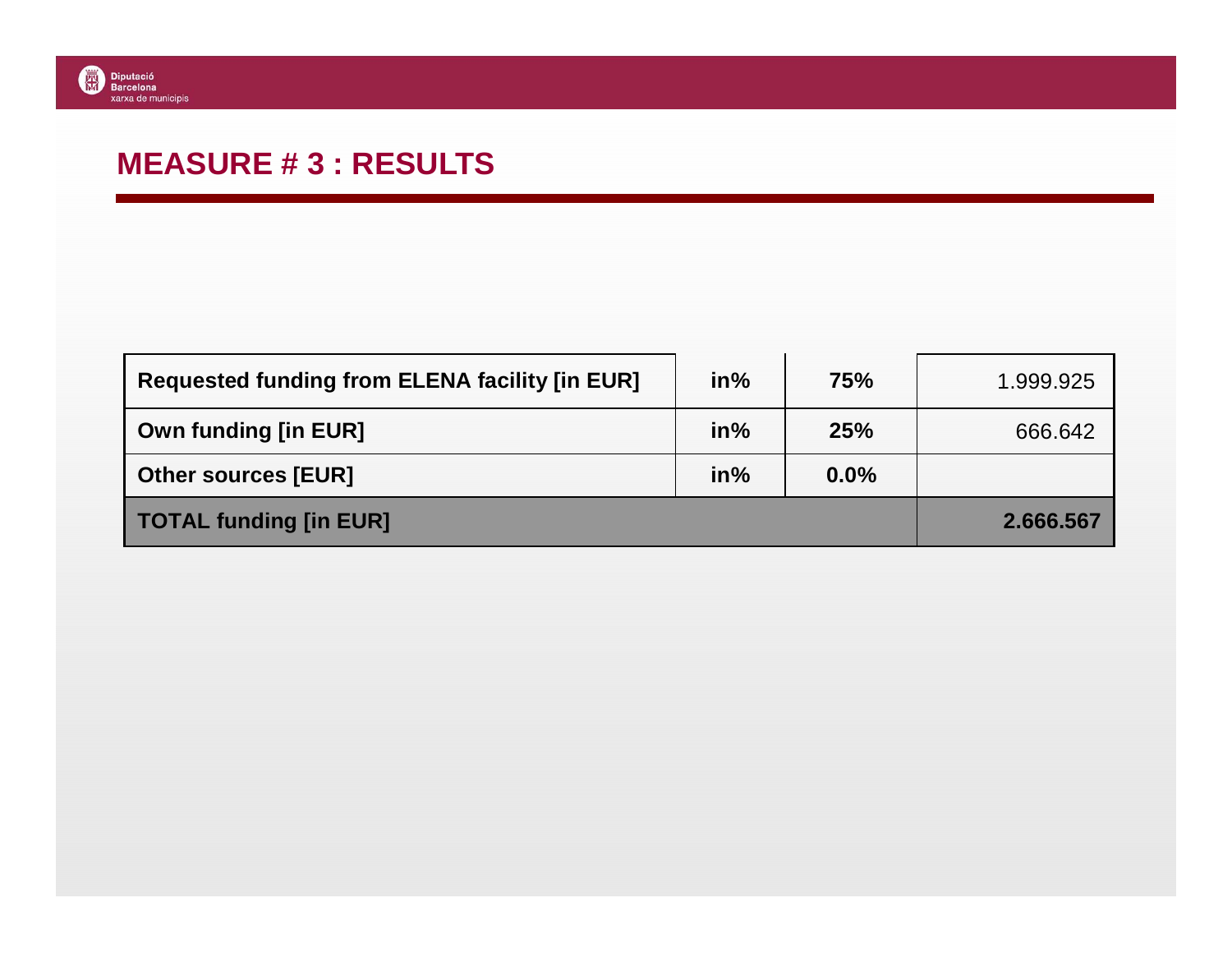# MEASURE # 3 : RESULTS

| Requested funding from ELENA facility [in EUR] | in% | 75% | 1.999.925 |
|---|---|---|---|
| Own funding [in EUR] | in% | 25% | 666.642 |
| Other sources [EUR] | in% | 0.0% | |
| **TOTAL funding [in EUR]** | | | **2.666.567** |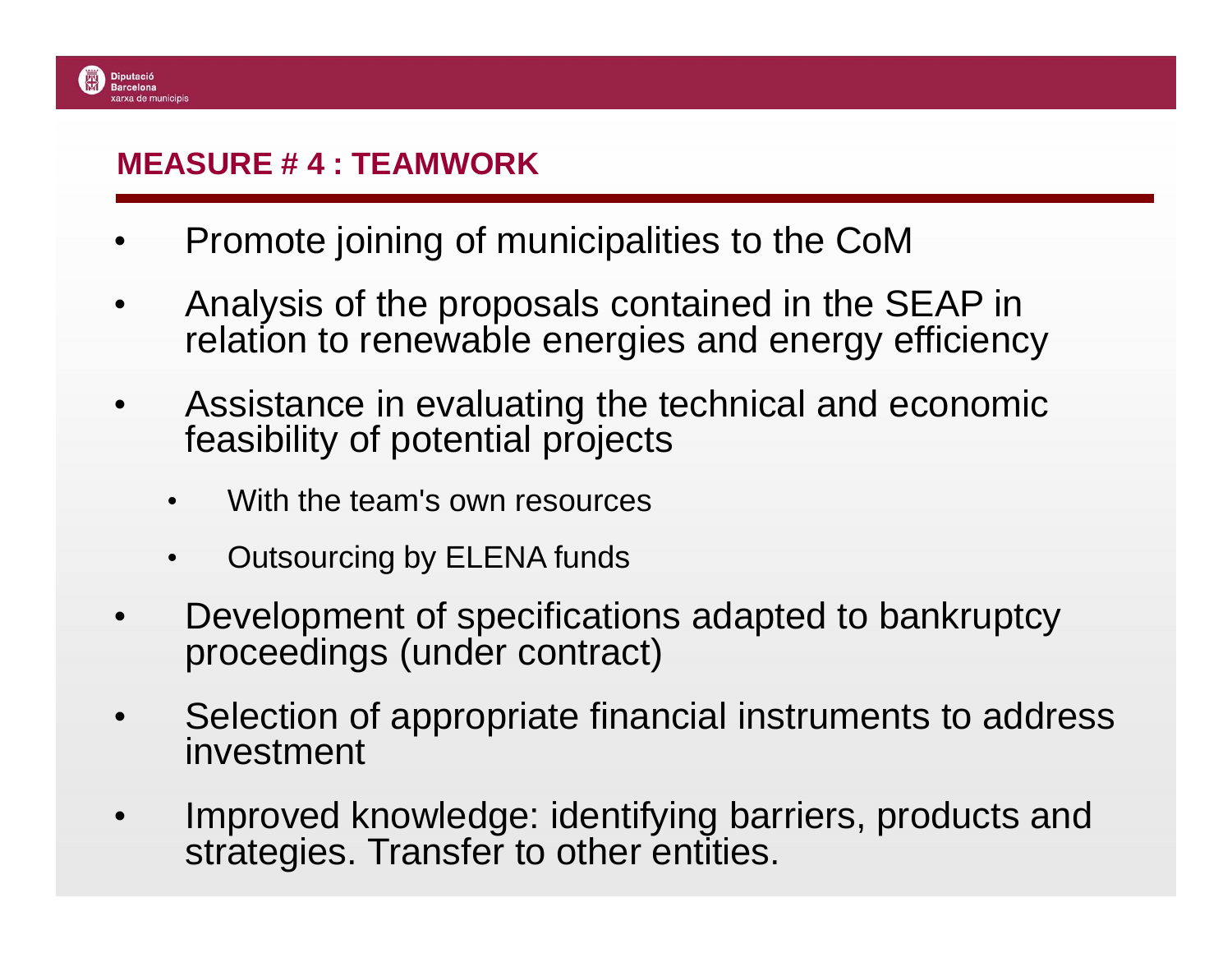## MEASURE # 4 : TEAMWORK

- Promote joining of municipalities to the CoM
- Analysis of the proposals contained in the SEAP in relation to renewable energies and energy efficiency
- Assistance in evaluating the technical and economic feasibility of potential projects
  - With the team's own resources
  - Outsourcing by ELENA funds
- Development of specifications adapted to bankruptcy proceedings (under contract)
- Selection of appropriate financial instruments to address investment
- Improved knowledge: identifying barriers, products and strategies. Transfer to other entities.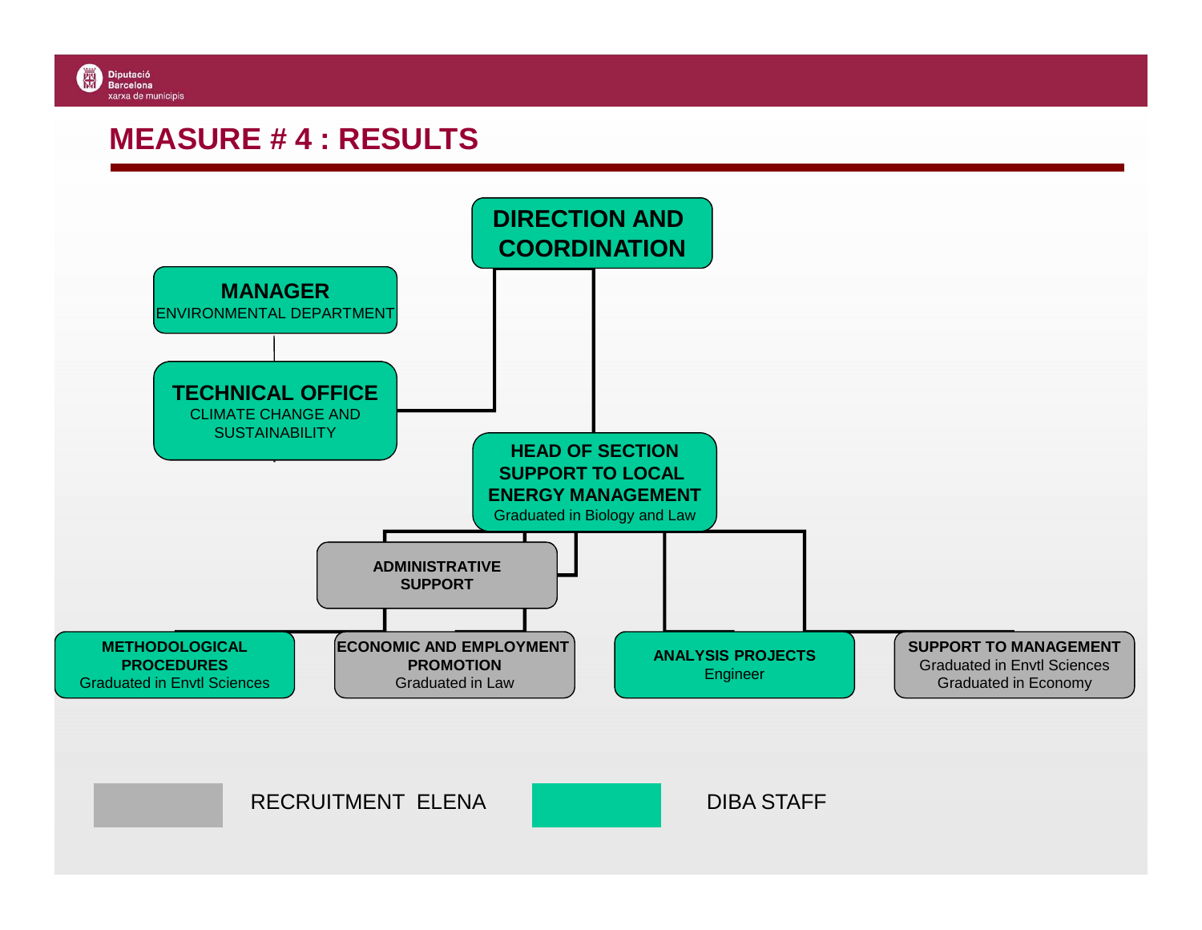# MEASURE # 4 : RESULTS

**DIRECTION AND COORDINATION**

**MANAGER**
ENVIRONMENTAL DEPARTMENT

**TECHNICAL OFFICE**
CLIMATE CHANGE AND SUSTAINABILITY

**HEAD OF SECTION SUPPORT TO LOCAL ENERGY MANAGEMENT**
Graduated in Biology and Law

**ADMINISTRATIVE SUPPORT**

**METHODOLOGICAL PROCEDURES**
Graduated in Envtl Sciences

**ECONOMIC AND EMPLOYMENT PROMOTION**
Graduated in Law

**ANALYSIS PROJECTS**
Engineer

**SUPPORT TO MANAGEMENT**
Graduated in Envtl Sciences
Graduated in Economy

RECRUITMENT ELENA

DIBA STAFF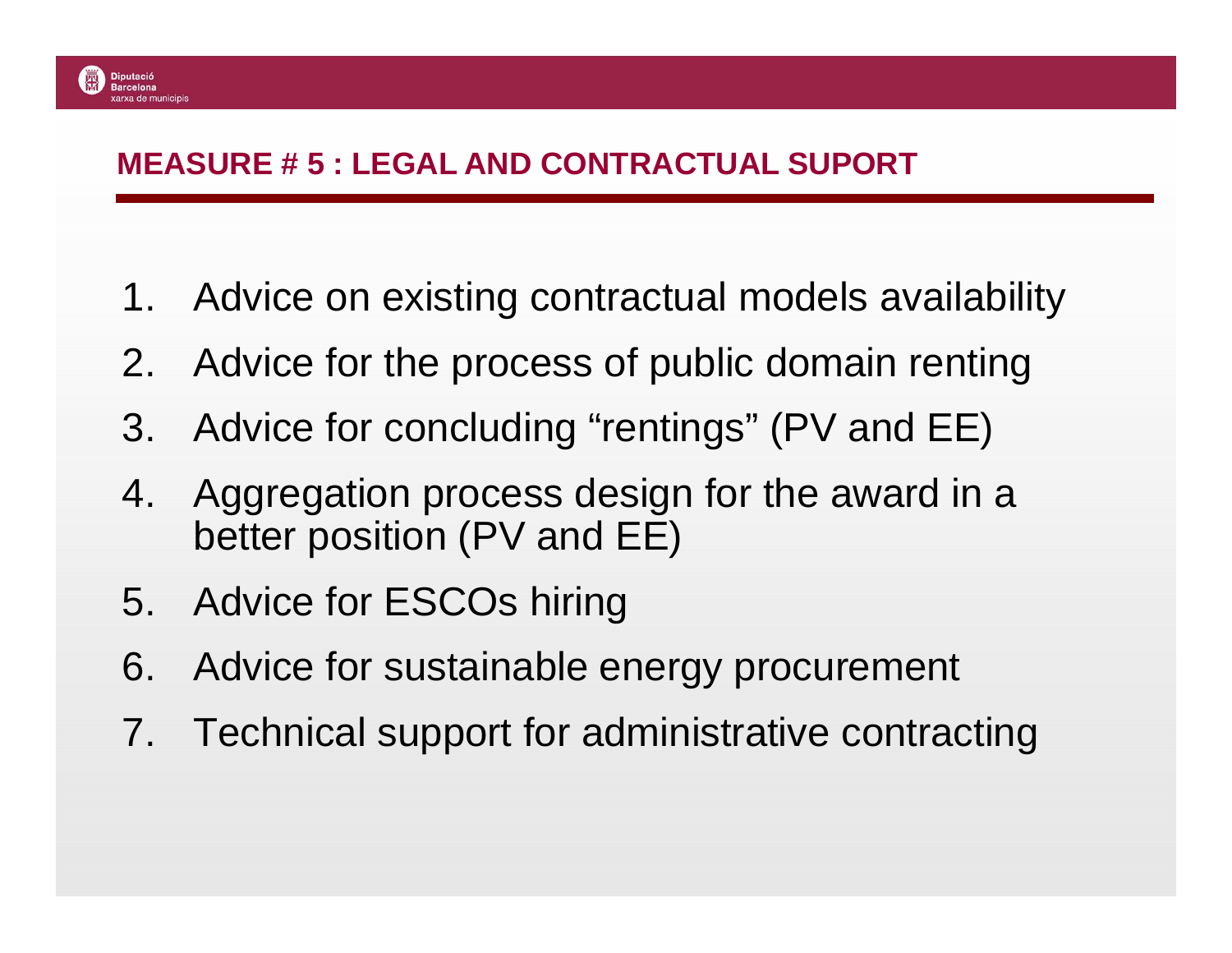## MEASURE # 5 : LEGAL AND CONTRACTUAL SUPORT

1. Advice on existing contractual models availability
2. Advice for the process of public domain renting
3. Advice for concluding “rentings” (PV and EE)
4. Aggregation process design for the award in a better position (PV and EE)
5. Advice for ESCOs hiring
6. Advice for sustainable energy procurement
7. Technical support for administrative contracting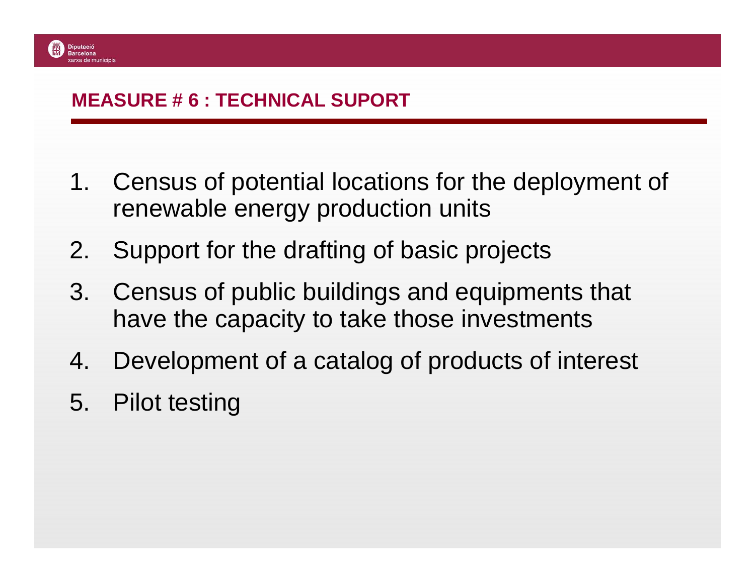## MEASURE # 6 : TECHNICAL SUPORT

1. Census of potential locations for the deployment of renewable energy production units
2. Support for the drafting of basic projects
3. Census of public buildings and equipments that have the capacity to take those investments
4. Development of a catalog of products of interest
5. Pilot testing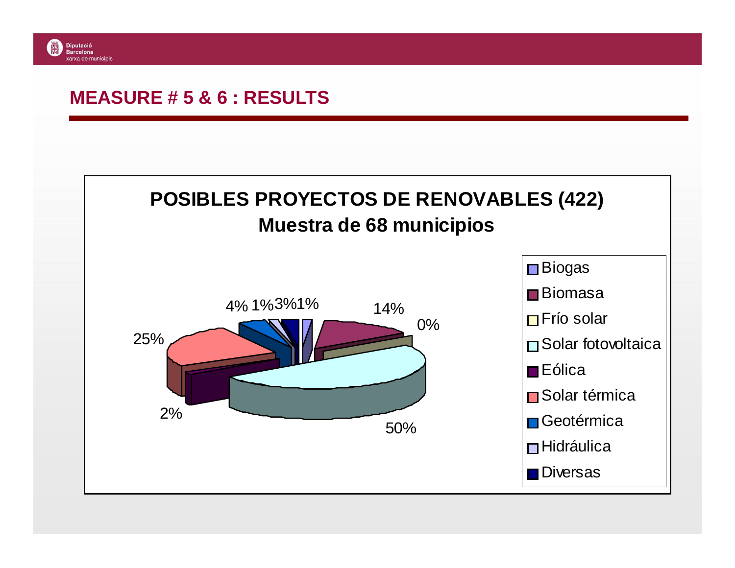# MEASURE # 5 & 6 : RESULTS

**POSIBLES PROYECTOS DE RENOVABLES (422)**
**Muestra de 68 municipios**

| Tipo | % |
|---|---|
| Biogas | 1% |
| Biomasa | 14% |
| Frío solar | 0% |
| Solar fotovoltaica | 50% |
| Eólica | 2% |
| Solar térmica | 25% |
| Geotérmica | 4% |
| Hidráulica | 1% |
| Diversas | 3% |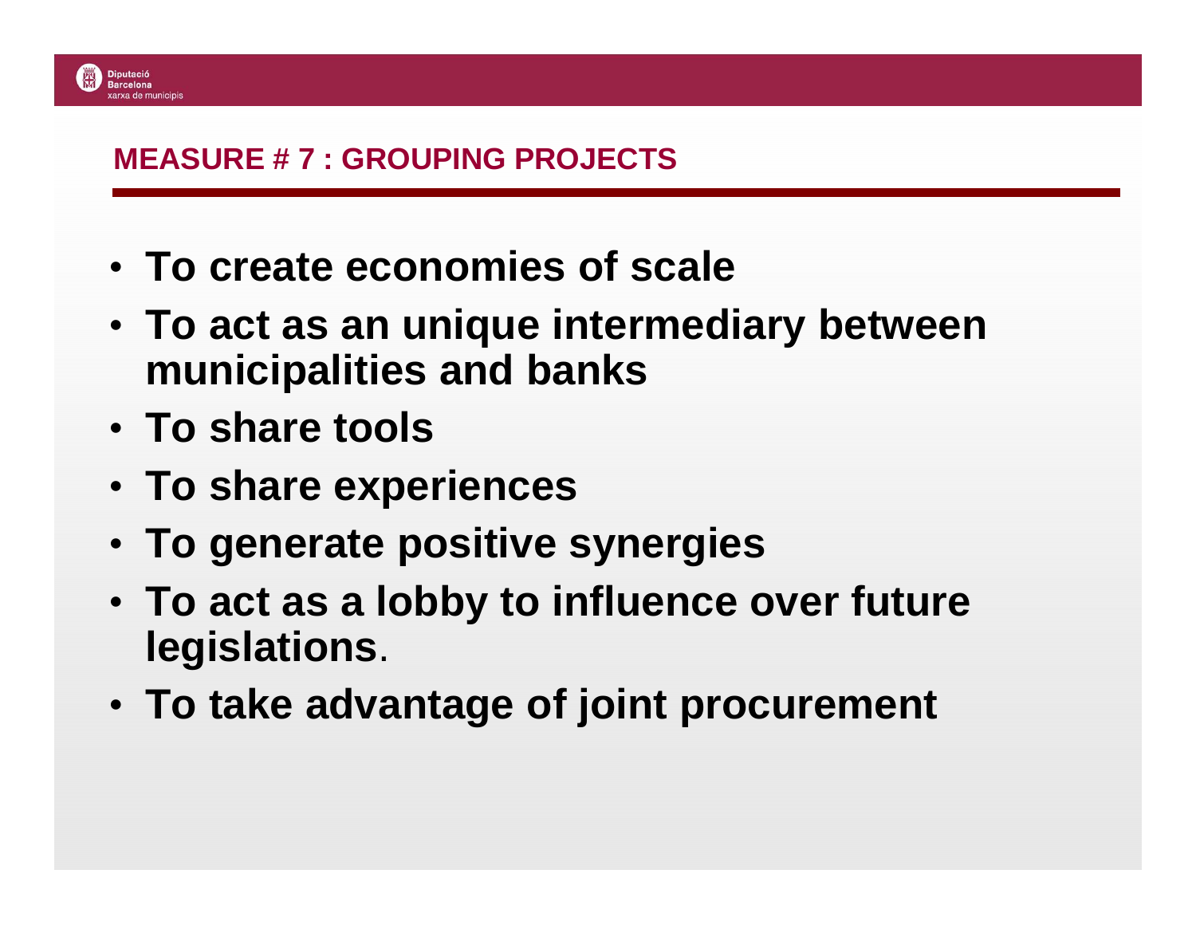## MEASURE # 7 : GROUPING PROJECTS

- **To create economies of scale**
- **To act as an unique intermediary between municipalities and banks**
- **To share tools**
- **To share experiences**
- **To generate positive synergies**
- **To act as a lobby to influence over future legislations**.
- **To take advantage of joint procurement**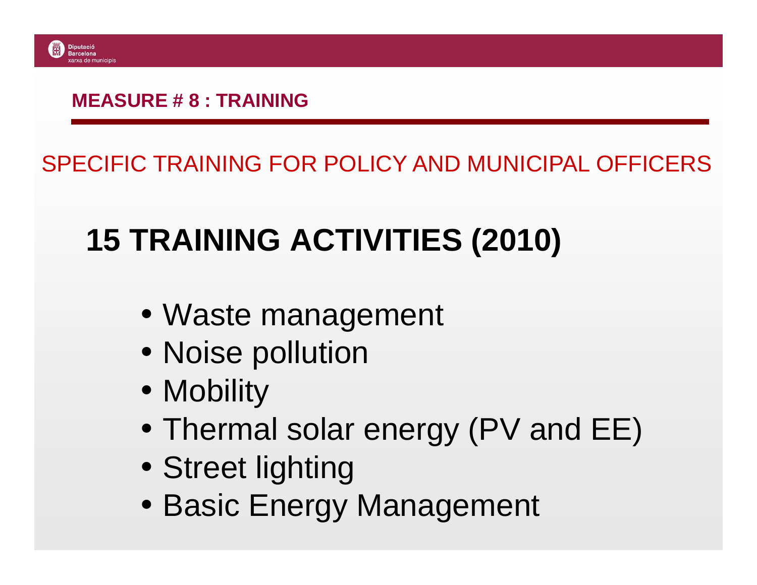## MEASURE # 8 : TRAINING

SPECIFIC TRAINING FOR POLICY AND MUNICIPAL OFFICERS

# 15 TRAINING ACTIVITIES (2010)

- Waste management
- Noise pollution
- Mobility
- Thermal solar energy (PV and EE)
- Street lighting
- Basic Energy Management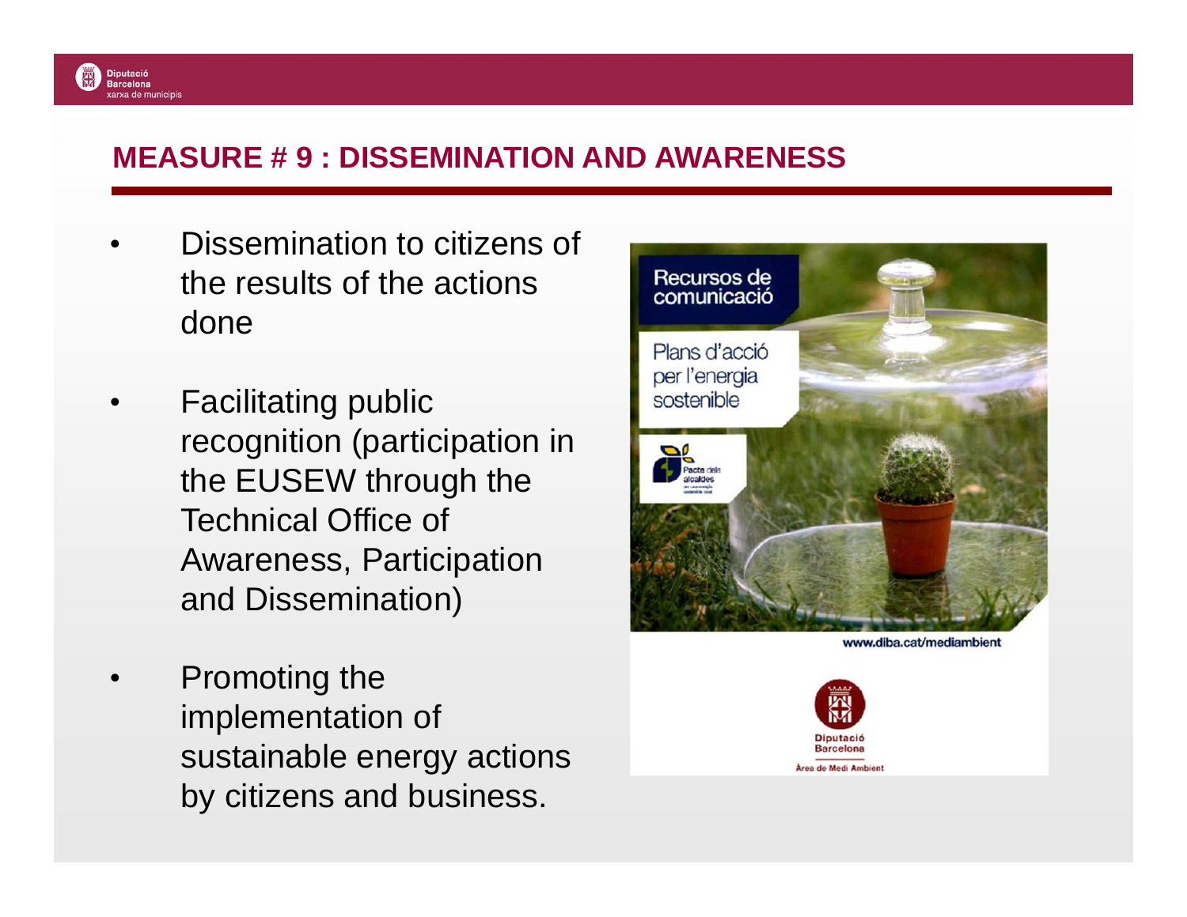## MEASURE # 9 : DISSEMINATION AND AWARENESS

- Dissemination to citizens of the results of the actions done
- Facilitating public recognition (participation in the EUSEW through the Technical Office of Awareness, Participation and Dissemination)
- Promoting the implementation of sustainable energy actions by citizens and business.

Recursos de comunicació

Plans d'acció per l'energia sostenible

www.diba.cat/mediambient

Diputació Barcelona

Àrea de Medi Ambient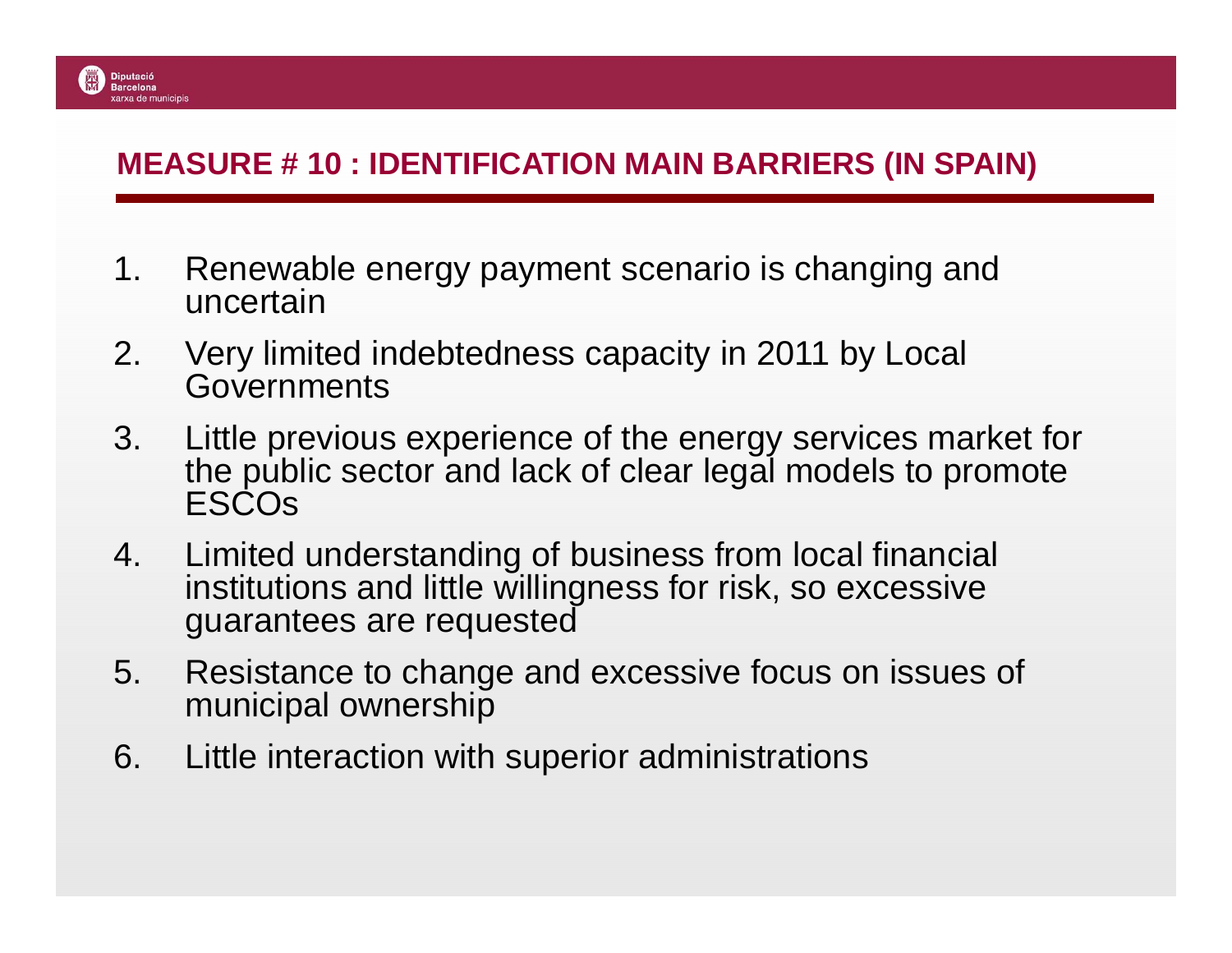## MEASURE # 10 : IDENTIFICATION MAIN BARRIERS (IN SPAIN)

1. Renewable energy payment scenario is changing and uncertain
2. Very limited indebtedness capacity in 2011 by Local Governments
3. Little previous experience of the energy services market for the public sector and lack of clear legal models to promote ESCOs
4. Limited understanding of business from local financial institutions and little willingness for risk, so excessive guarantees are requested
5. Resistance to change and excessive focus on issues of municipal ownership
6. Little interaction with superior administrations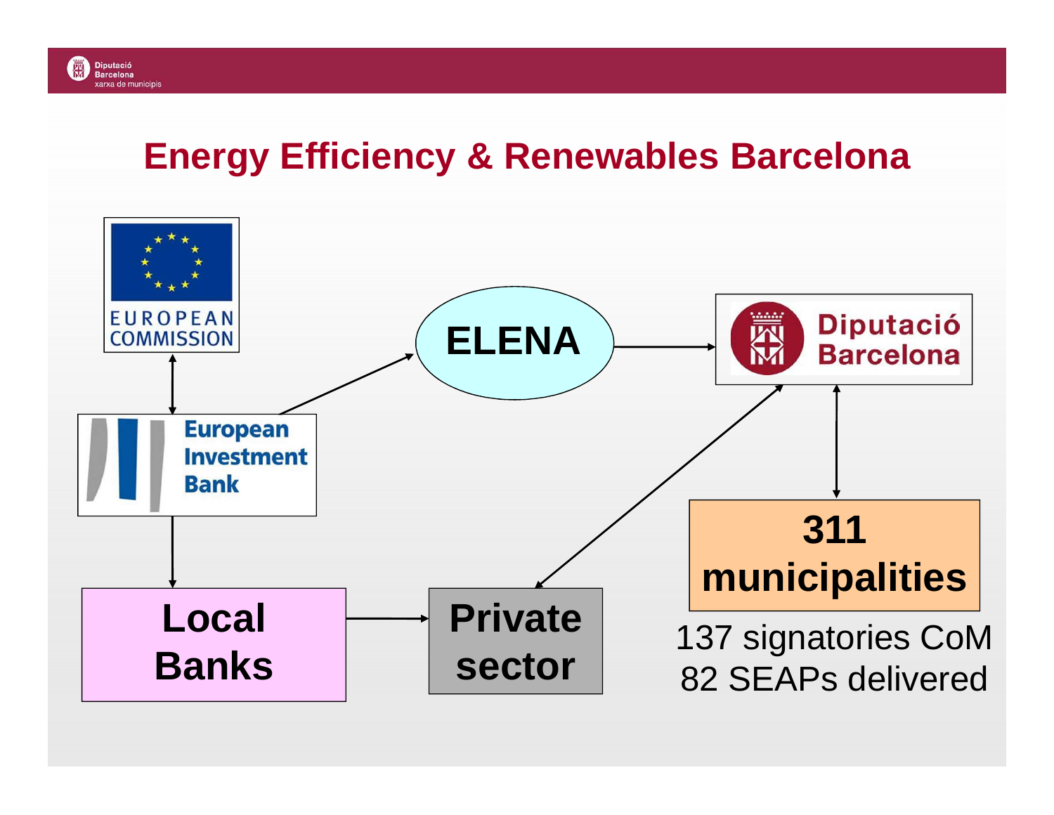# Energy Efficiency & Renewables Barcelona

EUROPEAN COMMISSION

European Investment Bank

ELENA

Diputació Barcelona

Local Banks

Private sector

311 municipalities

137 signatories CoM
82 SEAPs delivered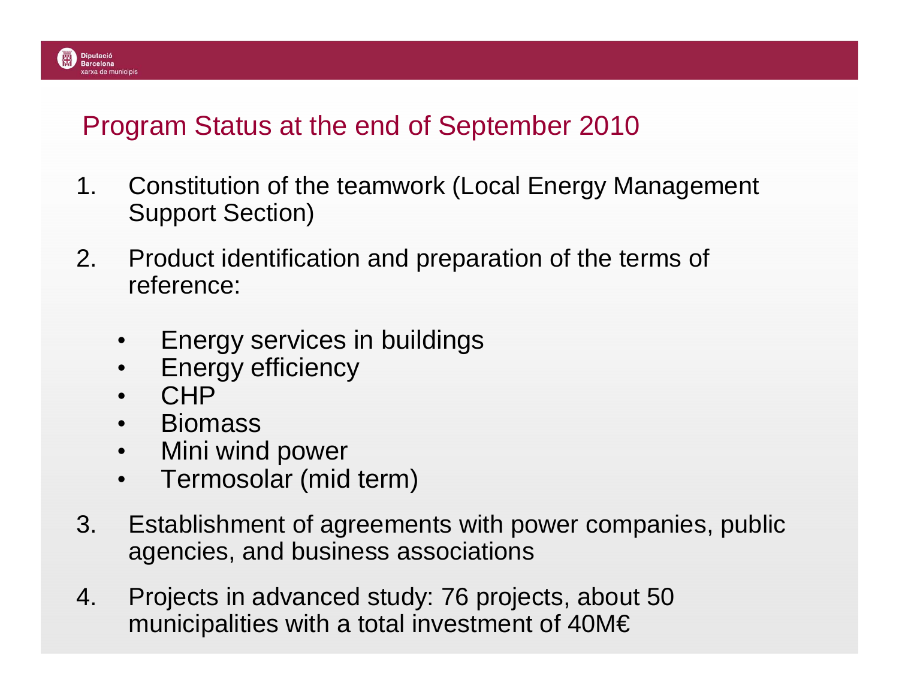## Program Status at the end of September 2010

1. Constitution of the teamwork (Local Energy Management Support Section)
2. Product identification and preparation of the terms of reference:
   - Energy services in buildings
   - Energy efficiency
   - CHP
   - Biomass
   - Mini wind power
   - Termosolar (mid term)
3. Establishment of agreements with power companies, public agencies, and business associations
4. Projects in advanced study: 76 projects, about 50 municipalities with a total investment of 40M€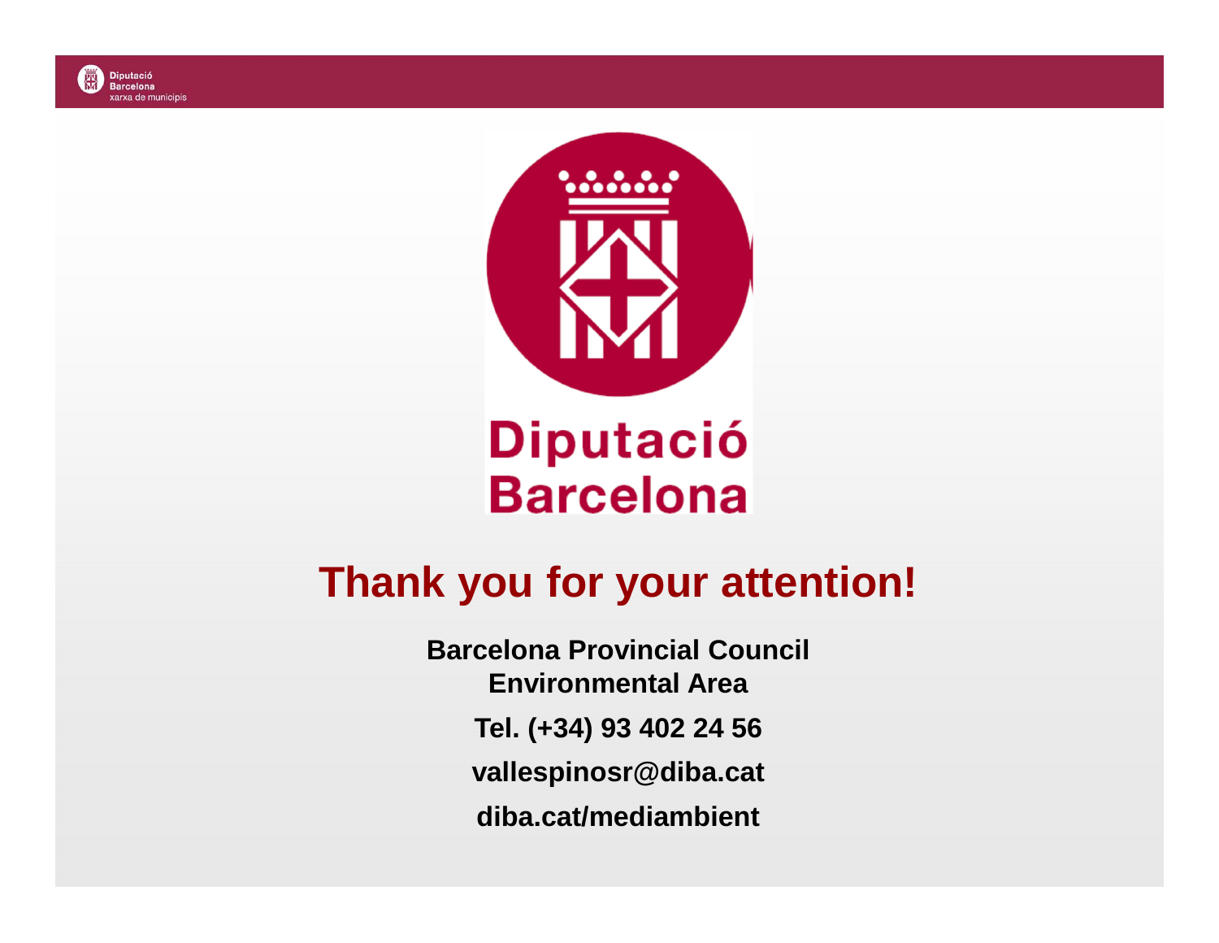Diputació Barcelona

# Thank you for your attention!

**Barcelona Provincial Council**
**Environmental Area**

**Tel. (+34) 93 402 24 56**

**vallespinosr@diba.cat**

**diba.cat/mediambient**